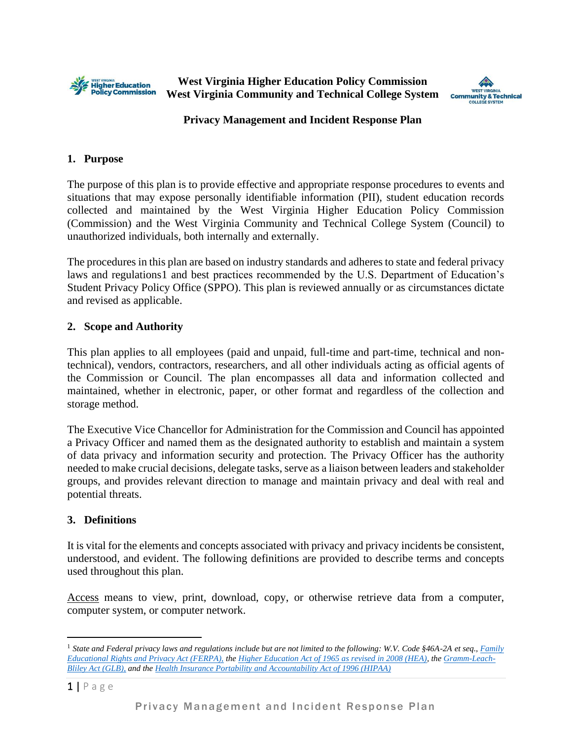**West Virginia Higher Education Policy Commission**
**West Virginia Community and Technical College System**

# Privacy Management and Incident Response Plan

## 1. Purpose

The purpose of this plan is to provide effective and appropriate response procedures to events and situations that may expose personally identifiable information (PII), student education records collected and maintained by the West Virginia Higher Education Policy Commission (Commission) and the West Virginia Community and Technical College System (Council) to unauthorized individuals, both internally and externally.

The procedures in this plan are based on industry standards and adheres to state and federal privacy laws and regulations1 and best practices recommended by the U.S. Department of Education's Student Privacy Policy Office (SPPO). This plan is reviewed annually or as circumstances dictate and revised as applicable.

## 2. Scope and Authority

This plan applies to all employees (paid and unpaid, full-time and part-time, technical and non-technical), vendors, contractors, researchers, and all other individuals acting as official agents of the Commission or Council. The plan encompasses all data and information collected and maintained, whether in electronic, paper, or other format and regardless of the collection and storage method.

The Executive Vice Chancellor for Administration for the Commission and Council has appointed a Privacy Officer and named them as the designated authority to establish and maintain a system of data privacy and information security and protection. The Privacy Officer has the authority needed to make crucial decisions, delegate tasks, serve as a liaison between leaders and stakeholder groups, and provides relevant direction to manage and maintain privacy and deal with real and potential threats.

## 3. Definitions

It is vital for the elements and concepts associated with privacy and privacy incidents be consistent, understood, and evident. The following definitions are provided to describe terms and concepts used throughout this plan.

<u>Access</u> means to view, print, download, copy, or otherwise retrieve data from a computer, computer system, or computer network.

---

[1] *State and Federal privacy laws and regulations include but are not limited to the following: W.V. Code §46A-2A et seq., [Family Educational Rights and Privacy Act (FERPA)](), the [Higher Education Act of 1965 as revised in 2008 (HEA)](), the [Gramm-Leach-Bliley Act (GLB),]() and the [Health Insurance Portability and Accountability Act of 1996 (HIPAA)]()*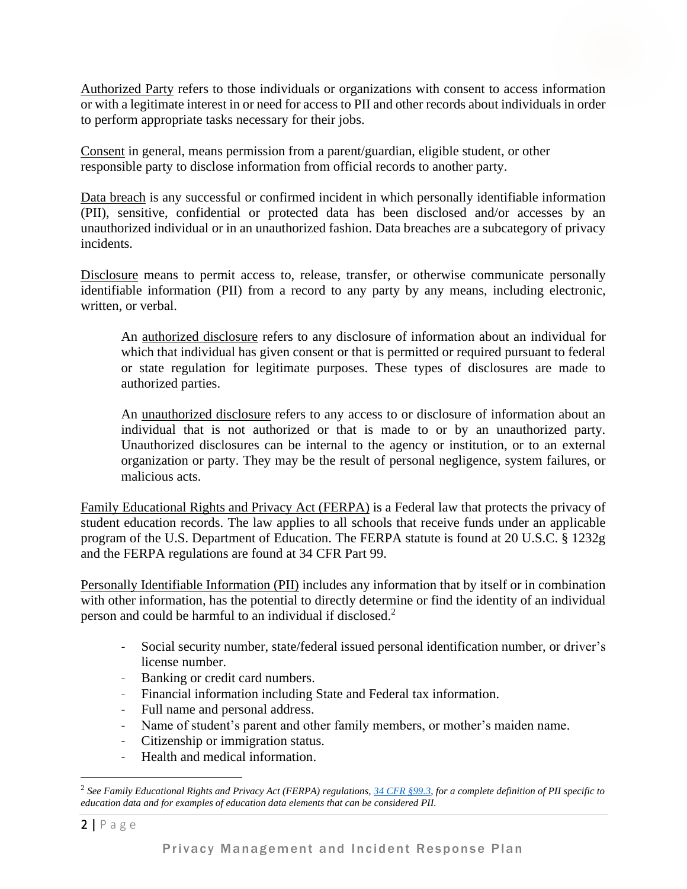Authorized Party refers to those individuals or organizations with consent to access information or with a legitimate interest in or need for access to PII and other records about individuals in order to perform appropriate tasks necessary for their jobs.

Consent in general, means permission from a parent/guardian, eligible student, or other responsible party to disclose information from official records to another party.

Data breach is any successful or confirmed incident in which personally identifiable information (PII), sensitive, confidential or protected data has been disclosed and/or accesses by an unauthorized individual or in an unauthorized fashion. Data breaches are a subcategory of privacy incidents.

Disclosure means to permit access to, release, transfer, or otherwise communicate personally identifiable information (PII) from a record to any party by any means, including electronic, written, or verbal.

> An authorized disclosure refers to any disclosure of information about an individual for which that individual has given consent or that is permitted or required pursuant to federal or state regulation for legitimate purposes. These types of disclosures are made to authorized parties.
>
> An unauthorized disclosure refers to any access to or disclosure of information about an individual that is not authorized or that is made to or by an unauthorized party. Unauthorized disclosures can be internal to the agency or institution, or to an external organization or party. They may be the result of personal negligence, system failures, or malicious acts.

Family Educational Rights and Privacy Act (FERPA) is a Federal law that protects the privacy of student education records. The law applies to all schools that receive funds under an applicable program of the U.S. Department of Education. The FERPA statute is found at 20 U.S.C. § 1232g and the FERPA regulations are found at 34 CFR Part 99.

Personally Identifiable Information (PII) includes any information that by itself or in combination with other information, has the potential to directly determine or find the identity of an individual person and could be harmful to an individual if disclosed.[2]

- Social security number, state/federal issued personal identification number, or driver's license number.
- Banking or credit card numbers.
- Financial information including State and Federal tax information.
- Full name and personal address.
- Name of student's parent and other family members, or mother's maiden name.
- Citizenship or immigration status.
- Health and medical information.

---

[2] *See Family Educational Rights and Privacy Act (FERPA) regulations, 34 CFR §99.3, for a complete definition of PII specific to education data and for examples of education data elements that can be considered PII.*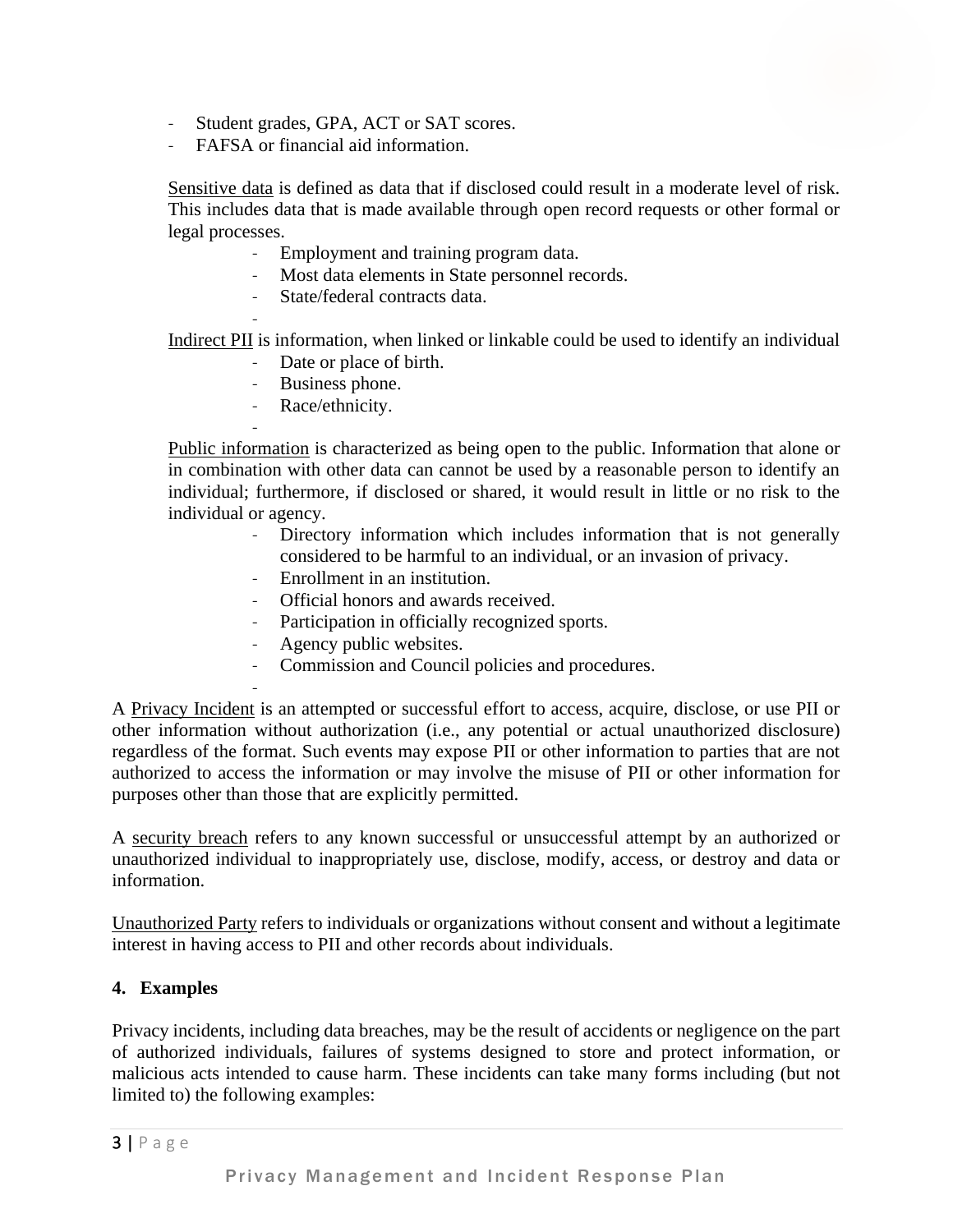- Student grades, GPA, ACT or SAT scores.
- FAFSA or financial aid information.

Sensitive data is defined as data that if disclosed could result in a moderate level of risk. This includes data that is made available through open record requests or other formal or legal processes.

- Employment and training program data.
- Most data elements in State personnel records.
- State/federal contracts data.

Indirect PII is information, when linked or linkable could be used to identify an individual

- Date or place of birth.
- Business phone.
- Race/ethnicity.

Public information is characterized as being open to the public. Information that alone or in combination with other data can cannot be used by a reasonable person to identify an individual; furthermore, if disclosed or shared, it would result in little or no risk to the individual or agency.

- Directory information which includes information that is not generally considered to be harmful to an individual, or an invasion of privacy.
- Enrollment in an institution.
- Official honors and awards received.
- Participation in officially recognized sports.
- Agency public websites.
- Commission and Council policies and procedures.

A Privacy Incident is an attempted or successful effort to access, acquire, disclose, or use PII or other information without authorization (i.e., any potential or actual unauthorized disclosure) regardless of the format. Such events may expose PII or other information to parties that are not authorized to access the information or may involve the misuse of PII or other information for purposes other than those that are explicitly permitted.

A security breach refers to any known successful or unsuccessful attempt by an authorized or unauthorized individual to inappropriately use, disclose, modify, access, or destroy and data or information.

Unauthorized Party refers to individuals or organizations without consent and without a legitimate interest in having access to PII and other records about individuals.

## 4. Examples

Privacy incidents, including data breaches, may be the result of accidents or negligence on the part of authorized individuals, failures of systems designed to store and protect information, or malicious acts intended to cause harm. These incidents can take many forms including (but not limited to) the following examples: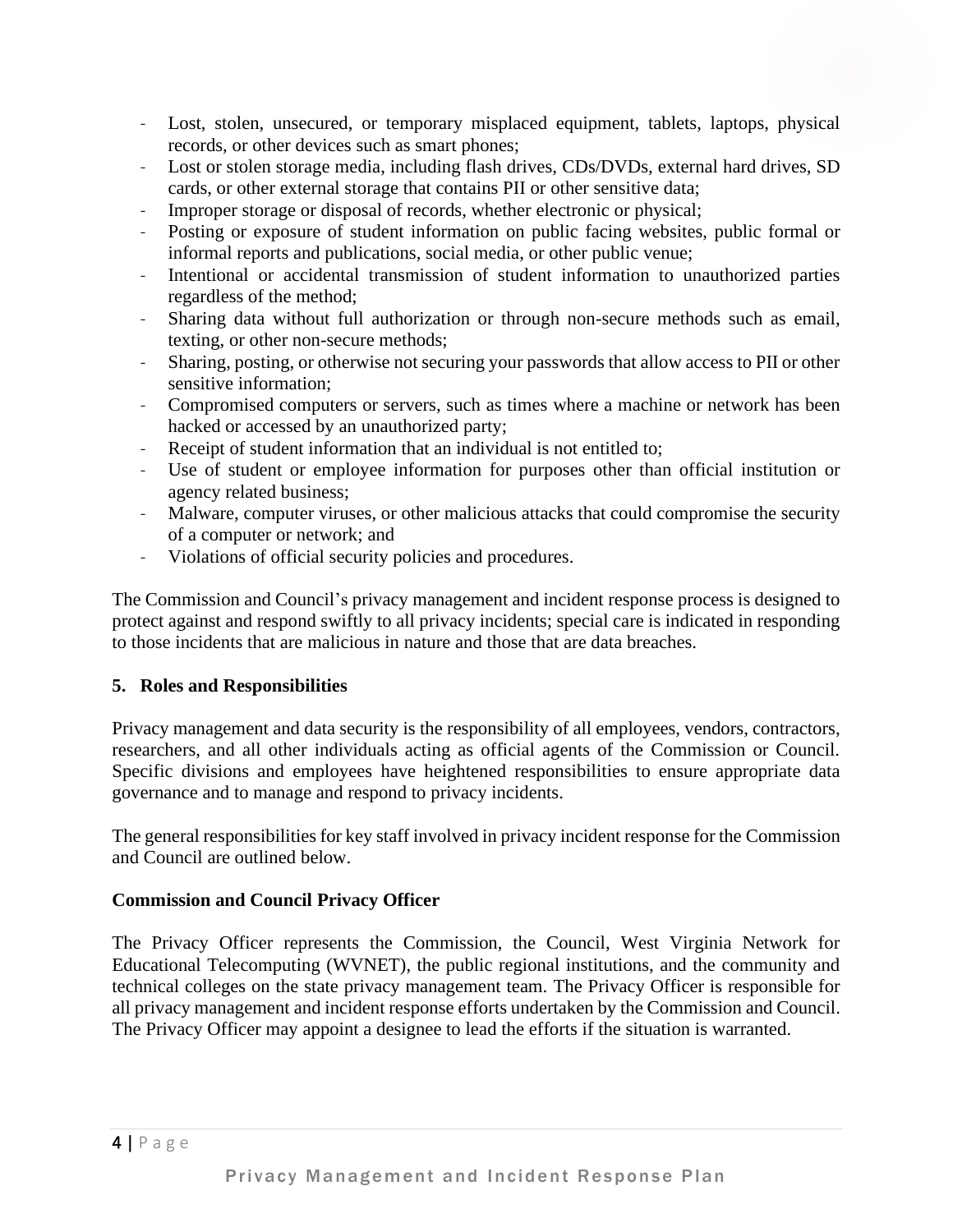- Lost, stolen, unsecured, or temporary misplaced equipment, tablets, laptops, physical records, or other devices such as smart phones;
- Lost or stolen storage media, including flash drives, CDs/DVDs, external hard drives, SD cards, or other external storage that contains PII or other sensitive data;
- Improper storage or disposal of records, whether electronic or physical;
- Posting or exposure of student information on public facing websites, public formal or informal reports and publications, social media, or other public venue;
- Intentional or accidental transmission of student information to unauthorized parties regardless of the method;
- Sharing data without full authorization or through non-secure methods such as email, texting, or other non-secure methods;
- Sharing, posting, or otherwise not securing your passwords that allow access to PII or other sensitive information;
- Compromised computers or servers, such as times where a machine or network has been hacked or accessed by an unauthorized party;
- Receipt of student information that an individual is not entitled to;
- Use of student or employee information for purposes other than official institution or agency related business;
- Malware, computer viruses, or other malicious attacks that could compromise the security of a computer or network; and
- Violations of official security policies and procedures.

The Commission and Council's privacy management and incident response process is designed to protect against and respond swiftly to all privacy incidents; special care is indicated in responding to those incidents that are malicious in nature and those that are data breaches.

## 5. Roles and Responsibilities

Privacy management and data security is the responsibility of all employees, vendors, contractors, researchers, and all other individuals acting as official agents of the Commission or Council. Specific divisions and employees have heightened responsibilities to ensure appropriate data governance and to manage and respond to privacy incidents.

The general responsibilities for key staff involved in privacy incident response for the Commission and Council are outlined below.

### Commission and Council Privacy Officer

The Privacy Officer represents the Commission, the Council, West Virginia Network for Educational Telecomputing (WVNET), the public regional institutions, and the community and technical colleges on the state privacy management team. The Privacy Officer is responsible for all privacy management and incident response efforts undertaken by the Commission and Council. The Privacy Officer may appoint a designee to lead the efforts if the situation is warranted.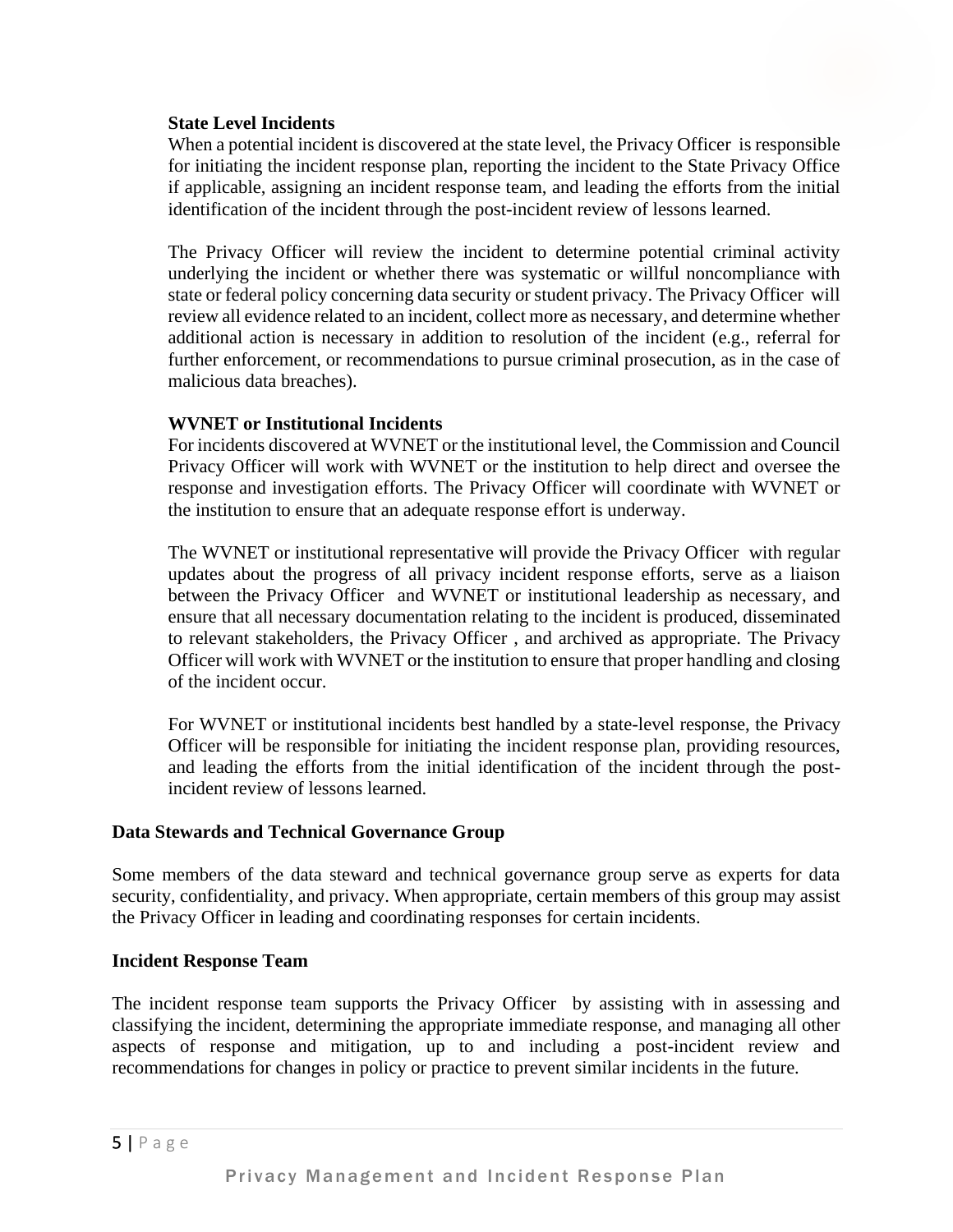**State Level Incidents**

When a potential incident is discovered at the state level, the Privacy Officer is responsible for initiating the incident response plan, reporting the incident to the State Privacy Office if applicable, assigning an incident response team, and leading the efforts from the initial identification of the incident through the post-incident review of lessons learned.

The Privacy Officer will review the incident to determine potential criminal activity underlying the incident or whether there was systematic or willful noncompliance with state or federal policy concerning data security or student privacy. The Privacy Officer will review all evidence related to an incident, collect more as necessary, and determine whether additional action is necessary in addition to resolution of the incident (e.g., referral for further enforcement, or recommendations to pursue criminal prosecution, as in the case of malicious data breaches).

**WVNET or Institutional Incidents**

For incidents discovered at WVNET or the institutional level, the Commission and Council Privacy Officer will work with WVNET or the institution to help direct and oversee the response and investigation efforts. The Privacy Officer will coordinate with WVNET or the institution to ensure that an adequate response effort is underway.

The WVNET or institutional representative will provide the Privacy Officer with regular updates about the progress of all privacy incident response efforts, serve as a liaison between the Privacy Officer and WVNET or institutional leadership as necessary, and ensure that all necessary documentation relating to the incident is produced, disseminated to relevant stakeholders, the Privacy Officer , and archived as appropriate. The Privacy Officer will work with WVNET or the institution to ensure that proper handling and closing of the incident occur.

For WVNET or institutional incidents best handled by a state-level response, the Privacy Officer will be responsible for initiating the incident response plan, providing resources, and leading the efforts from the initial identification of the incident through the post-incident review of lessons learned.

**Data Stewards and Technical Governance Group**

Some members of the data steward and technical governance group serve as experts for data security, confidentiality, and privacy. When appropriate, certain members of this group may assist the Privacy Officer in leading and coordinating responses for certain incidents.

**Incident Response Team**

The incident response team supports the Privacy Officer by assisting with in assessing and classifying the incident, determining the appropriate immediate response, and managing all other aspects of response and mitigation, up to and including a post-incident review and recommendations for changes in policy or practice to prevent similar incidents in the future.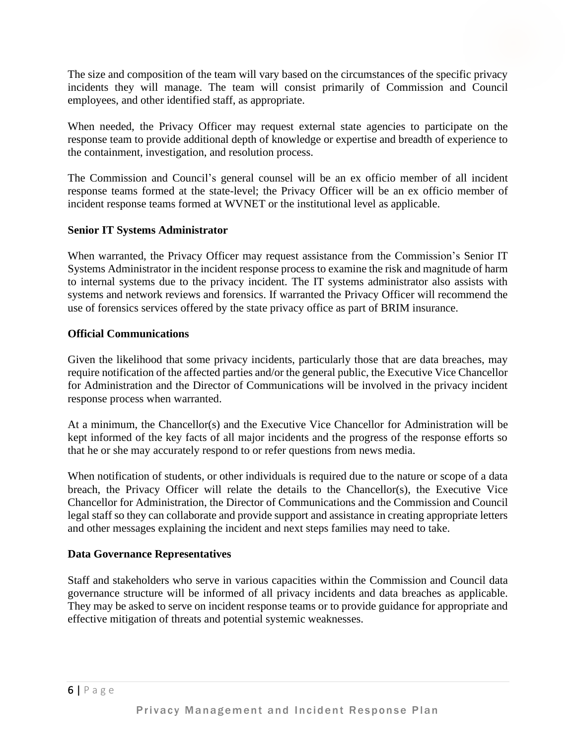The size and composition of the team will vary based on the circumstances of the specific privacy incidents they will manage. The team will consist primarily of Commission and Council employees, and other identified staff, as appropriate.

When needed, the Privacy Officer may request external state agencies to participate on the response team to provide additional depth of knowledge or expertise and breadth of experience to the containment, investigation, and resolution process.

The Commission and Council's general counsel will be an ex officio member of all incident response teams formed at the state-level; the Privacy Officer will be an ex officio member of incident response teams formed at WVNET or the institutional level as applicable.

**Senior IT Systems Administrator**

When warranted, the Privacy Officer may request assistance from the Commission's Senior IT Systems Administrator in the incident response process to examine the risk and magnitude of harm to internal systems due to the privacy incident. The IT systems administrator also assists with systems and network reviews and forensics. If warranted the Privacy Officer will recommend the use of forensics services offered by the state privacy office as part of BRIM insurance.

**Official Communications**

Given the likelihood that some privacy incidents, particularly those that are data breaches, may require notification of the affected parties and/or the general public, the Executive Vice Chancellor for Administration and the Director of Communications will be involved in the privacy incident response process when warranted.

At a minimum, the Chancellor(s) and the Executive Vice Chancellor for Administration will be kept informed of the key facts of all major incidents and the progress of the response efforts so that he or she may accurately respond to or refer questions from news media.

When notification of students, or other individuals is required due to the nature or scope of a data breach, the Privacy Officer will relate the details to the Chancellor(s), the Executive Vice Chancellor for Administration, the Director of Communications and the Commission and Council legal staff so they can collaborate and provide support and assistance in creating appropriate letters and other messages explaining the incident and next steps families may need to take.

**Data Governance Representatives**

Staff and stakeholders who serve in various capacities within the Commission and Council data governance structure will be informed of all privacy incidents and data breaches as applicable. They may be asked to serve on incident response teams or to provide guidance for appropriate and effective mitigation of threats and potential systemic weaknesses.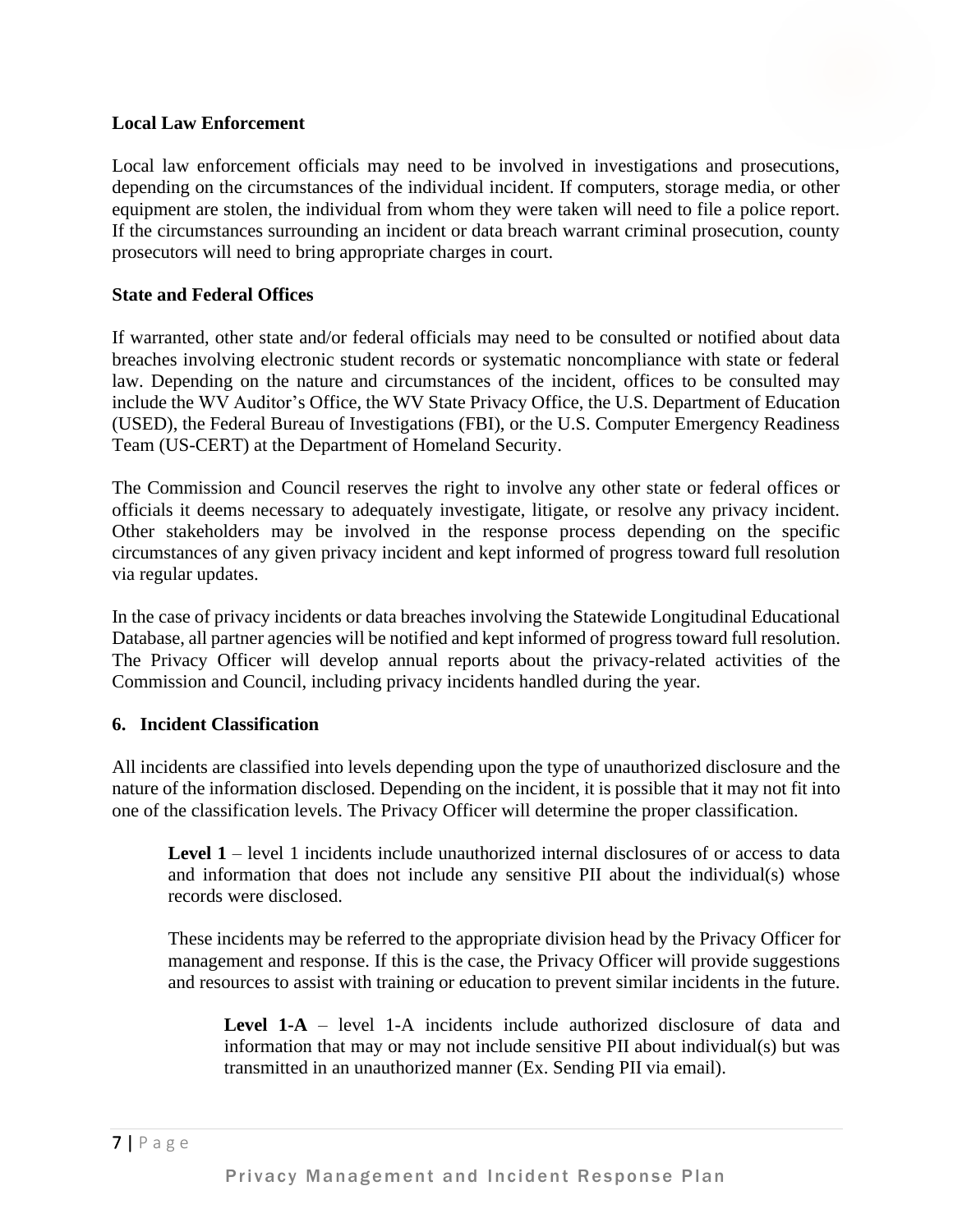**Local Law Enforcement**

Local law enforcement officials may need to be involved in investigations and prosecutions, depending on the circumstances of the individual incident. If computers, storage media, or other equipment are stolen, the individual from whom they were taken will need to file a police report. If the circumstances surrounding an incident or data breach warrant criminal prosecution, county prosecutors will need to bring appropriate charges in court.

**State and Federal Offices**

If warranted, other state and/or federal officials may need to be consulted or notified about data breaches involving electronic student records or systematic noncompliance with state or federal law. Depending on the nature and circumstances of the incident, offices to be consulted may include the WV Auditor's Office, the WV State Privacy Office, the U.S. Department of Education (USED), the Federal Bureau of Investigations (FBI), or the U.S. Computer Emergency Readiness Team (US-CERT) at the Department of Homeland Security.

The Commission and Council reserves the right to involve any other state or federal offices or officials it deems necessary to adequately investigate, litigate, or resolve any privacy incident. Other stakeholders may be involved in the response process depending on the specific circumstances of any given privacy incident and kept informed of progress toward full resolution via regular updates.

In the case of privacy incidents or data breaches involving the Statewide Longitudinal Educational Database, all partner agencies will be notified and kept informed of progress toward full resolution. The Privacy Officer will develop annual reports about the privacy-related activities of the Commission and Council, including privacy incidents handled during the year.

## 6. Incident Classification

All incidents are classified into levels depending upon the type of unauthorized disclosure and the nature of the information disclosed. Depending on the incident, it is possible that it may not fit into one of the classification levels. The Privacy Officer will determine the proper classification.

> **Level 1** – level 1 incidents include unauthorized internal disclosures of or access to data and information that does not include any sensitive PII about the individual(s) whose records were disclosed.
>
> These incidents may be referred to the appropriate division head by the Privacy Officer for management and response. If this is the case, the Privacy Officer will provide suggestions and resources to assist with training or education to prevent similar incidents in the future.
>
> > **Level 1-A** – level 1-A incidents include authorized disclosure of data and information that may or may not include sensitive PII about individual(s) but was transmitted in an unauthorized manner (Ex. Sending PII via email).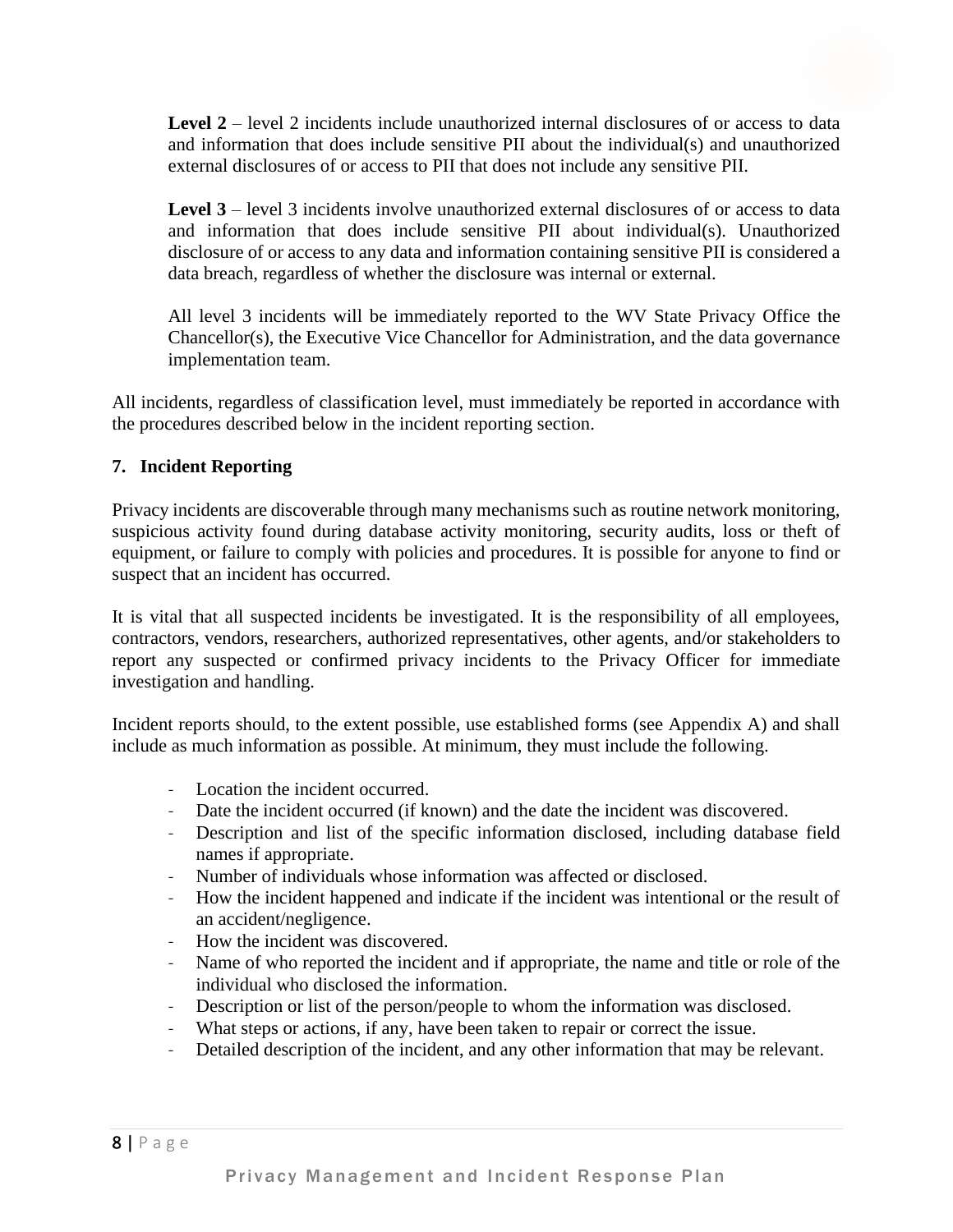**Level 2** – level 2 incidents include unauthorized internal disclosures of or access to data and information that does include sensitive PII about the individual(s) and unauthorized external disclosures of or access to PII that does not include any sensitive PII.

**Level 3** – level 3 incidents involve unauthorized external disclosures of or access to data and information that does include sensitive PII about individual(s). Unauthorized disclosure of or access to any data and information containing sensitive PII is considered a data breach, regardless of whether the disclosure was internal or external.

All level 3 incidents will be immediately reported to the WV State Privacy Office the Chancellor(s), the Executive Vice Chancellor for Administration, and the data governance implementation team.

All incidents, regardless of classification level, must immediately be reported in accordance with the procedures described below in the incident reporting section.

## 7. Incident Reporting

Privacy incidents are discoverable through many mechanisms such as routine network monitoring, suspicious activity found during database activity monitoring, security audits, loss or theft of equipment, or failure to comply with policies and procedures. It is possible for anyone to find or suspect that an incident has occurred.

It is vital that all suspected incidents be investigated. It is the responsibility of all employees, contractors, vendors, researchers, authorized representatives, other agents, and/or stakeholders to report any suspected or confirmed privacy incidents to the Privacy Officer for immediate investigation and handling.

Incident reports should, to the extent possible, use established forms (see Appendix A) and shall include as much information as possible. At minimum, they must include the following.

- Location the incident occurred.
- Date the incident occurred (if known) and the date the incident was discovered.
- Description and list of the specific information disclosed, including database field names if appropriate.
- Number of individuals whose information was affected or disclosed.
- How the incident happened and indicate if the incident was intentional or the result of an accident/negligence.
- How the incident was discovered.
- Name of who reported the incident and if appropriate, the name and title or role of the individual who disclosed the information.
- Description or list of the person/people to whom the information was disclosed.
- What steps or actions, if any, have been taken to repair or correct the issue.
- Detailed description of the incident, and any other information that may be relevant.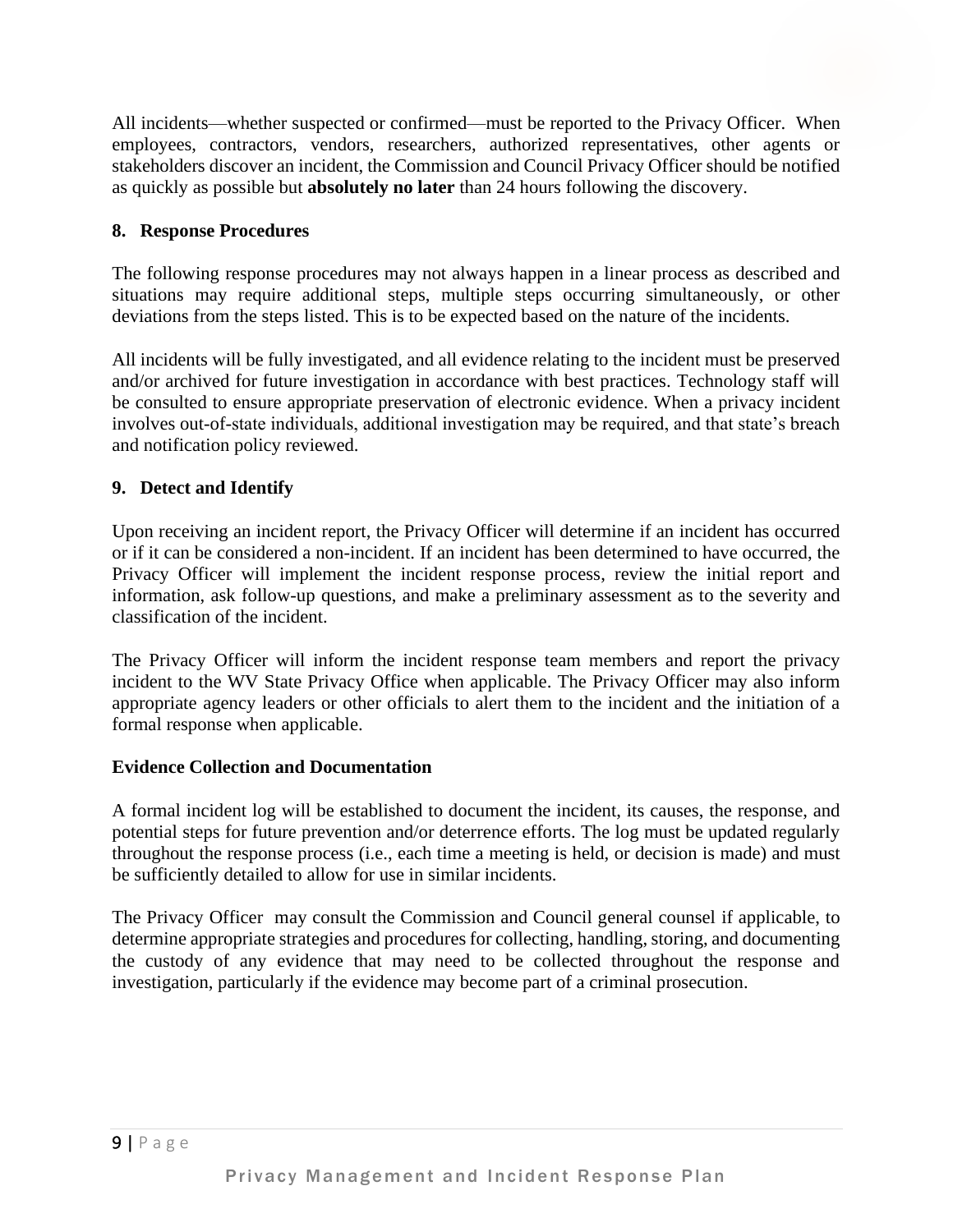All incidents—whether suspected or confirmed—must be reported to the Privacy Officer. When employees, contractors, vendors, researchers, authorized representatives, other agents or stakeholders discover an incident, the Commission and Council Privacy Officer should be notified as quickly as possible but **absolutely no later** than 24 hours following the discovery.

## 8. Response Procedures

The following response procedures may not always happen in a linear process as described and situations may require additional steps, multiple steps occurring simultaneously, or other deviations from the steps listed. This is to be expected based on the nature of the incidents.

All incidents will be fully investigated, and all evidence relating to the incident must be preserved and/or archived for future investigation in accordance with best practices. Technology staff will be consulted to ensure appropriate preservation of electronic evidence. When a privacy incident involves out-of-state individuals, additional investigation may be required, and that state's breach and notification policy reviewed.

## 9. Detect and Identify

Upon receiving an incident report, the Privacy Officer will determine if an incident has occurred or if it can be considered a non-incident. If an incident has been determined to have occurred, the Privacy Officer will implement the incident response process, review the initial report and information, ask follow-up questions, and make a preliminary assessment as to the severity and classification of the incident.

The Privacy Officer will inform the incident response team members and report the privacy incident to the WV State Privacy Office when applicable. The Privacy Officer may also inform appropriate agency leaders or other officials to alert them to the incident and the initiation of a formal response when applicable.

### Evidence Collection and Documentation

A formal incident log will be established to document the incident, its causes, the response, and potential steps for future prevention and/or deterrence efforts. The log must be updated regularly throughout the response process (i.e., each time a meeting is held, or decision is made) and must be sufficiently detailed to allow for use in similar incidents.

The Privacy Officer may consult the Commission and Council general counsel if applicable, to determine appropriate strategies and procedures for collecting, handling, storing, and documenting the custody of any evidence that may need to be collected throughout the response and investigation, particularly if the evidence may become part of a criminal prosecution.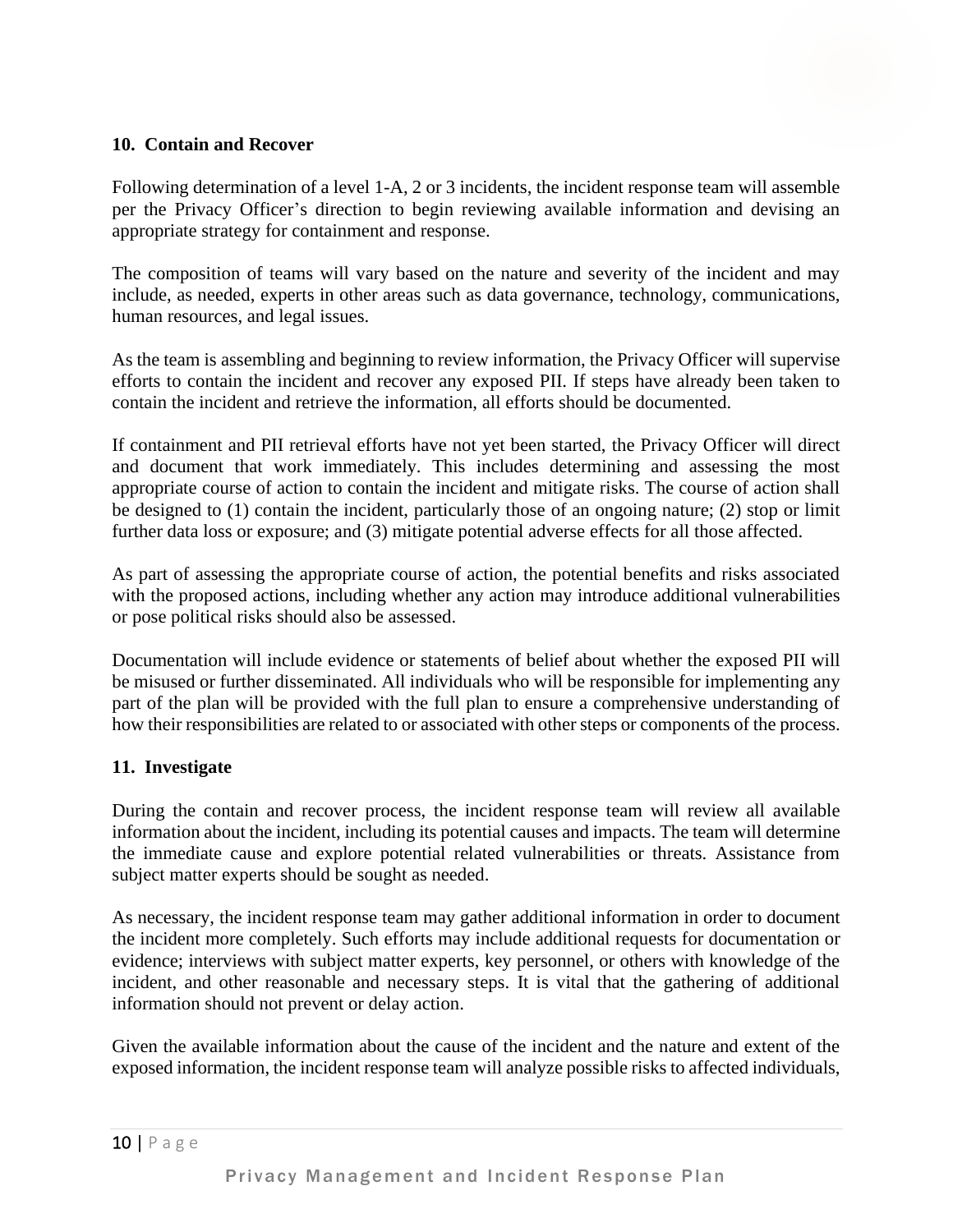## 10. Contain and Recover

Following determination of a level 1-A, 2 or 3 incidents, the incident response team will assemble per the Privacy Officer's direction to begin reviewing available information and devising an appropriate strategy for containment and response.

The composition of teams will vary based on the nature and severity of the incident and may include, as needed, experts in other areas such as data governance, technology, communications, human resources, and legal issues.

As the team is assembling and beginning to review information, the Privacy Officer will supervise efforts to contain the incident and recover any exposed PII. If steps have already been taken to contain the incident and retrieve the information, all efforts should be documented.

If containment and PII retrieval efforts have not yet been started, the Privacy Officer will direct and document that work immediately. This includes determining and assessing the most appropriate course of action to contain the incident and mitigate risks. The course of action shall be designed to (1) contain the incident, particularly those of an ongoing nature; (2) stop or limit further data loss or exposure; and (3) mitigate potential adverse effects for all those affected.

As part of assessing the appropriate course of action, the potential benefits and risks associated with the proposed actions, including whether any action may introduce additional vulnerabilities or pose political risks should also be assessed.

Documentation will include evidence or statements of belief about whether the exposed PII will be misused or further disseminated. All individuals who will be responsible for implementing any part of the plan will be provided with the full plan to ensure a comprehensive understanding of how their responsibilities are related to or associated with other steps or components of the process.

## 11. Investigate

During the contain and recover process, the incident response team will review all available information about the incident, including its potential causes and impacts. The team will determine the immediate cause and explore potential related vulnerabilities or threats. Assistance from subject matter experts should be sought as needed.

As necessary, the incident response team may gather additional information in order to document the incident more completely. Such efforts may include additional requests for documentation or evidence; interviews with subject matter experts, key personnel, or others with knowledge of the incident, and other reasonable and necessary steps. It is vital that the gathering of additional information should not prevent or delay action.

Given the available information about the cause of the incident and the nature and extent of the exposed information, the incident response team will analyze possible risks to affected individuals,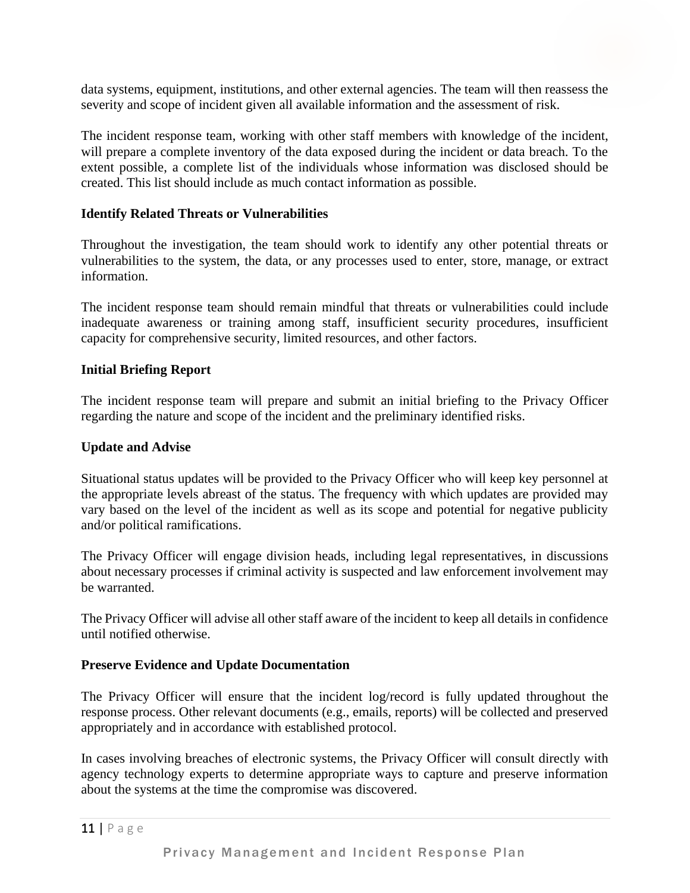data systems, equipment, institutions, and other external agencies. The team will then reassess the severity and scope of incident given all available information and the assessment of risk.

The incident response team, working with other staff members with knowledge of the incident, will prepare a complete inventory of the data exposed during the incident or data breach. To the extent possible, a complete list of the individuals whose information was disclosed should be created. This list should include as much contact information as possible.

**Identify Related Threats or Vulnerabilities**

Throughout the investigation, the team should work to identify any other potential threats or vulnerabilities to the system, the data, or any processes used to enter, store, manage, or extract information.

The incident response team should remain mindful that threats or vulnerabilities could include inadequate awareness or training among staff, insufficient security procedures, insufficient capacity for comprehensive security, limited resources, and other factors.

**Initial Briefing Report**

The incident response team will prepare and submit an initial briefing to the Privacy Officer regarding the nature and scope of the incident and the preliminary identified risks.

**Update and Advise**

Situational status updates will be provided to the Privacy Officer who will keep key personnel at the appropriate levels abreast of the status. The frequency with which updates are provided may vary based on the level of the incident as well as its scope and potential for negative publicity and/or political ramifications.

The Privacy Officer will engage division heads, including legal representatives, in discussions about necessary processes if criminal activity is suspected and law enforcement involvement may be warranted.

The Privacy Officer will advise all other staff aware of the incident to keep all details in confidence until notified otherwise.

**Preserve Evidence and Update Documentation**

The Privacy Officer will ensure that the incident log/record is fully updated throughout the response process. Other relevant documents (e.g., emails, reports) will be collected and preserved appropriately and in accordance with established protocol.

In cases involving breaches of electronic systems, the Privacy Officer will consult directly with agency technology experts to determine appropriate ways to capture and preserve information about the systems at the time the compromise was discovered.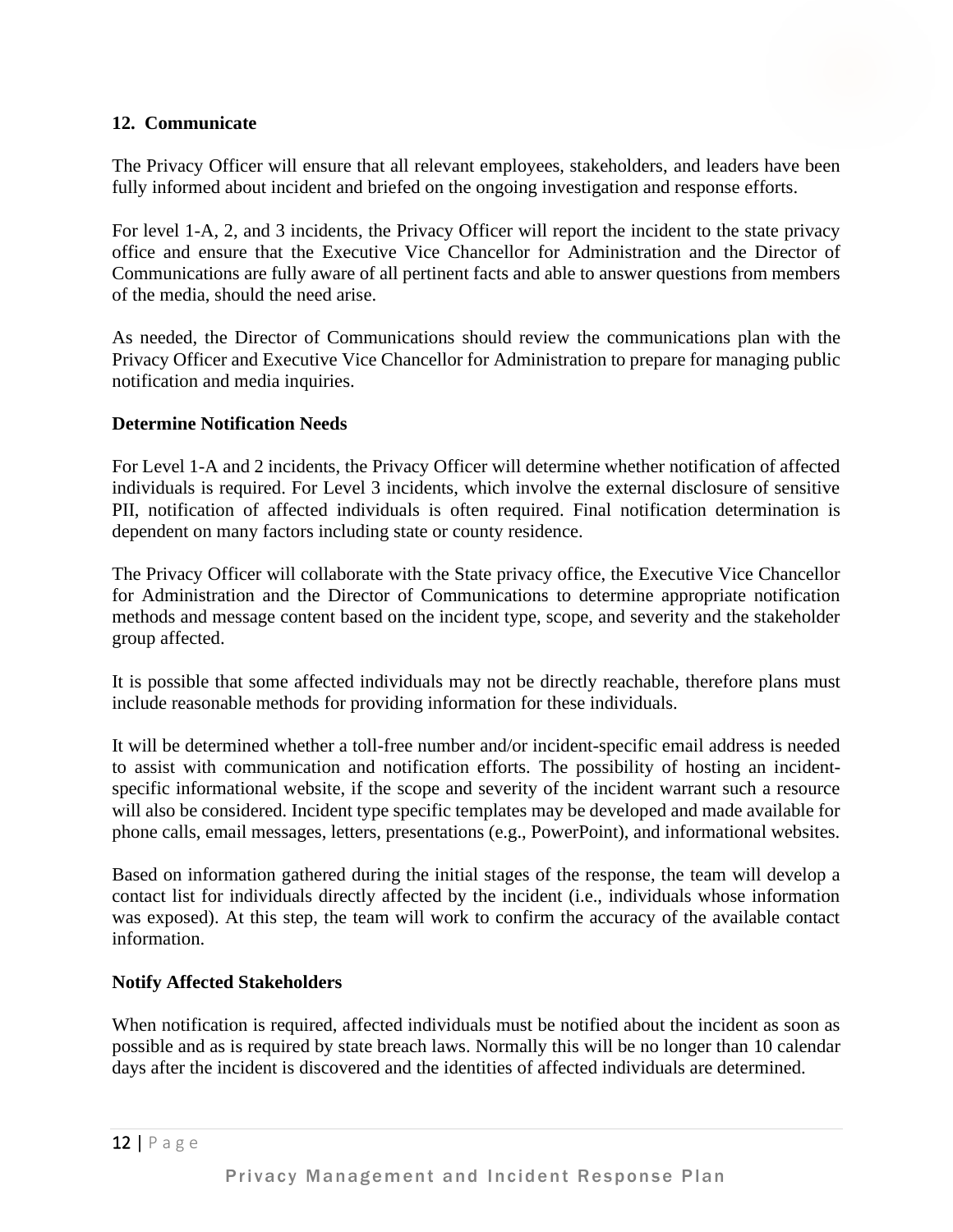## 12. Communicate

The Privacy Officer will ensure that all relevant employees, stakeholders, and leaders have been fully informed about incident and briefed on the ongoing investigation and response efforts.

For level 1-A, 2, and 3 incidents, the Privacy Officer will report the incident to the state privacy office and ensure that the Executive Vice Chancellor for Administration and the Director of Communications are fully aware of all pertinent facts and able to answer questions from members of the media, should the need arise.

As needed, the Director of Communications should review the communications plan with the Privacy Officer and Executive Vice Chancellor for Administration to prepare for managing public notification and media inquiries.

### Determine Notification Needs

For Level 1-A and 2 incidents, the Privacy Officer will determine whether notification of affected individuals is required. For Level 3 incidents, which involve the external disclosure of sensitive PII, notification of affected individuals is often required. Final notification determination is dependent on many factors including state or county residence.

The Privacy Officer will collaborate with the State privacy office, the Executive Vice Chancellor for Administration and the Director of Communications to determine appropriate notification methods and message content based on the incident type, scope, and severity and the stakeholder group affected.

It is possible that some affected individuals may not be directly reachable, therefore plans must include reasonable methods for providing information for these individuals.

It will be determined whether a toll-free number and/or incident-specific email address is needed to assist with communication and notification efforts. The possibility of hosting an incident-specific informational website, if the scope and severity of the incident warrant such a resource will also be considered. Incident type specific templates may be developed and made available for phone calls, email messages, letters, presentations (e.g., PowerPoint), and informational websites.

Based on information gathered during the initial stages of the response, the team will develop a contact list for individuals directly affected by the incident (i.e., individuals whose information was exposed). At this step, the team will work to confirm the accuracy of the available contact information.

### Notify Affected Stakeholders

When notification is required, affected individuals must be notified about the incident as soon as possible and as is required by state breach laws. Normally this will be no longer than 10 calendar days after the incident is discovered and the identities of affected individuals are determined.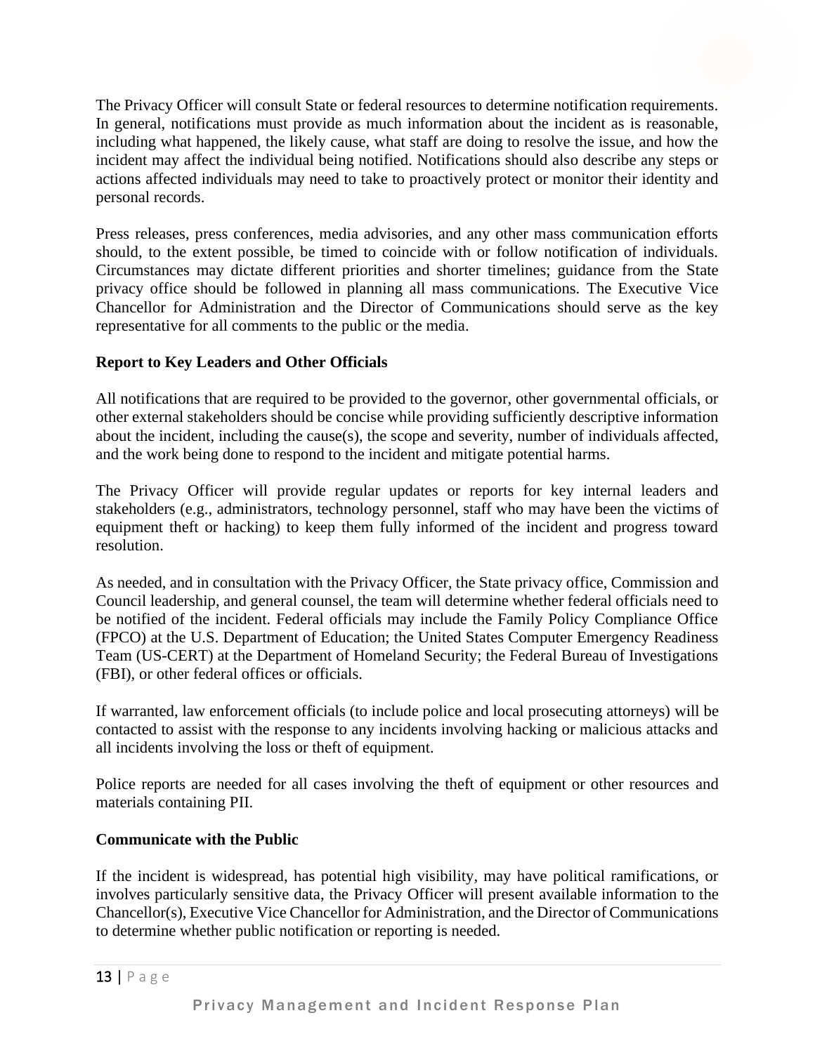The Privacy Officer will consult State or federal resources to determine notification requirements. In general, notifications must provide as much information about the incident as is reasonable, including what happened, the likely cause, what staff are doing to resolve the issue, and how the incident may affect the individual being notified. Notifications should also describe any steps or actions affected individuals may need to take to proactively protect or monitor their identity and personal records.

Press releases, press conferences, media advisories, and any other mass communication efforts should, to the extent possible, be timed to coincide with or follow notification of individuals. Circumstances may dictate different priorities and shorter timelines; guidance from the State privacy office should be followed in planning all mass communications. The Executive Vice Chancellor for Administration and the Director of Communications should serve as the key representative for all comments to the public or the media.

**Report to Key Leaders and Other Officials**

All notifications that are required to be provided to the governor, other governmental officials, or other external stakeholders should be concise while providing sufficiently descriptive information about the incident, including the cause(s), the scope and severity, number of individuals affected, and the work being done to respond to the incident and mitigate potential harms.

The Privacy Officer will provide regular updates or reports for key internal leaders and stakeholders (e.g., administrators, technology personnel, staff who may have been the victims of equipment theft or hacking) to keep them fully informed of the incident and progress toward resolution.

As needed, and in consultation with the Privacy Officer, the State privacy office, Commission and Council leadership, and general counsel, the team will determine whether federal officials need to be notified of the incident. Federal officials may include the Family Policy Compliance Office (FPCO) at the U.S. Department of Education; the United States Computer Emergency Readiness Team (US-CERT) at the Department of Homeland Security; the Federal Bureau of Investigations (FBI), or other federal offices or officials.

If warranted, law enforcement officials (to include police and local prosecuting attorneys) will be contacted to assist with the response to any incidents involving hacking or malicious attacks and all incidents involving the loss or theft of equipment.

Police reports are needed for all cases involving the theft of equipment or other resources and materials containing PII.

**Communicate with the Public**

If the incident is widespread, has potential high visibility, may have political ramifications, or involves particularly sensitive data, the Privacy Officer will present available information to the Chancellor(s), Executive Vice Chancellor for Administration, and the Director of Communications to determine whether public notification or reporting is needed.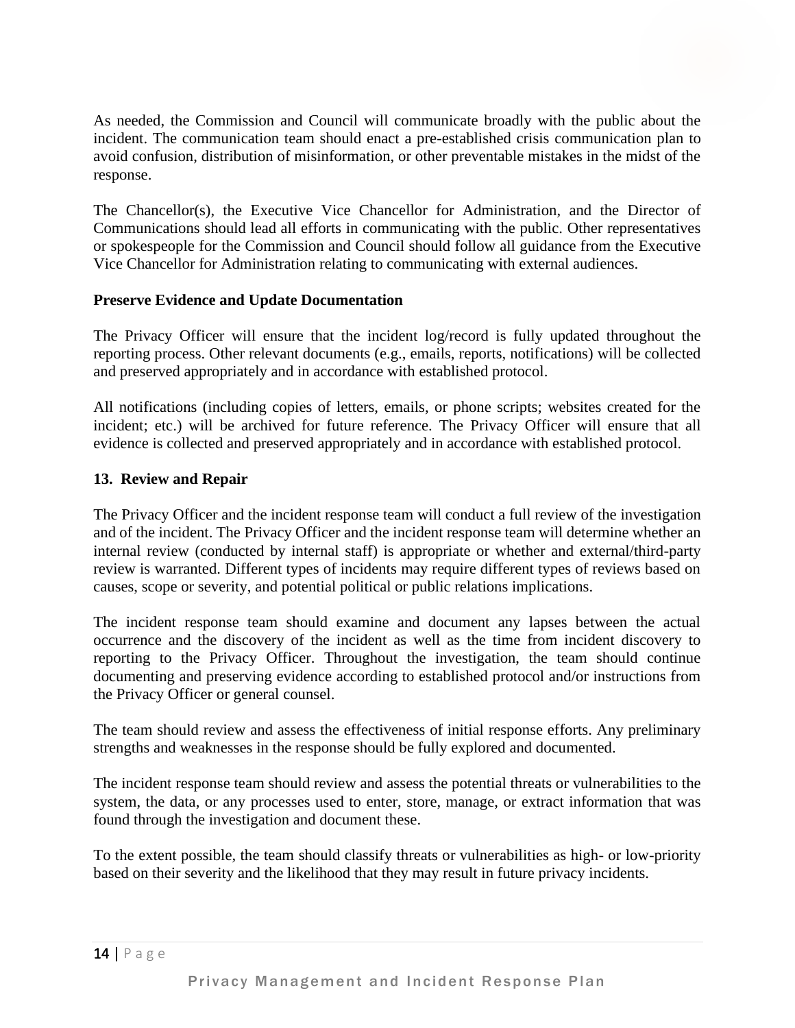As needed, the Commission and Council will communicate broadly with the public about the incident. The communication team should enact a pre-established crisis communication plan to avoid confusion, distribution of misinformation, or other preventable mistakes in the midst of the response.

The Chancellor(s), the Executive Vice Chancellor for Administration, and the Director of Communications should lead all efforts in communicating with the public. Other representatives or spokespeople for the Commission and Council should follow all guidance from the Executive Vice Chancellor for Administration relating to communicating with external audiences.

**Preserve Evidence and Update Documentation**

The Privacy Officer will ensure that the incident log/record is fully updated throughout the reporting process. Other relevant documents (e.g., emails, reports, notifications) will be collected and preserved appropriately and in accordance with established protocol.

All notifications (including copies of letters, emails, or phone scripts; websites created for the incident; etc.) will be archived for future reference. The Privacy Officer will ensure that all evidence is collected and preserved appropriately and in accordance with established protocol.

## 13. Review and Repair

The Privacy Officer and the incident response team will conduct a full review of the investigation and of the incident. The Privacy Officer and the incident response team will determine whether an internal review (conducted by internal staff) is appropriate or whether and external/third-party review is warranted. Different types of incidents may require different types of reviews based on causes, scope or severity, and potential political or public relations implications.

The incident response team should examine and document any lapses between the actual occurrence and the discovery of the incident as well as the time from incident discovery to reporting to the Privacy Officer. Throughout the investigation, the team should continue documenting and preserving evidence according to established protocol and/or instructions from the Privacy Officer or general counsel.

The team should review and assess the effectiveness of initial response efforts. Any preliminary strengths and weaknesses in the response should be fully explored and documented.

The incident response team should review and assess the potential threats or vulnerabilities to the system, the data, or any processes used to enter, store, manage, or extract information that was found through the investigation and document these.

To the extent possible, the team should classify threats or vulnerabilities as high- or low-priority based on their severity and the likelihood that they may result in future privacy incidents.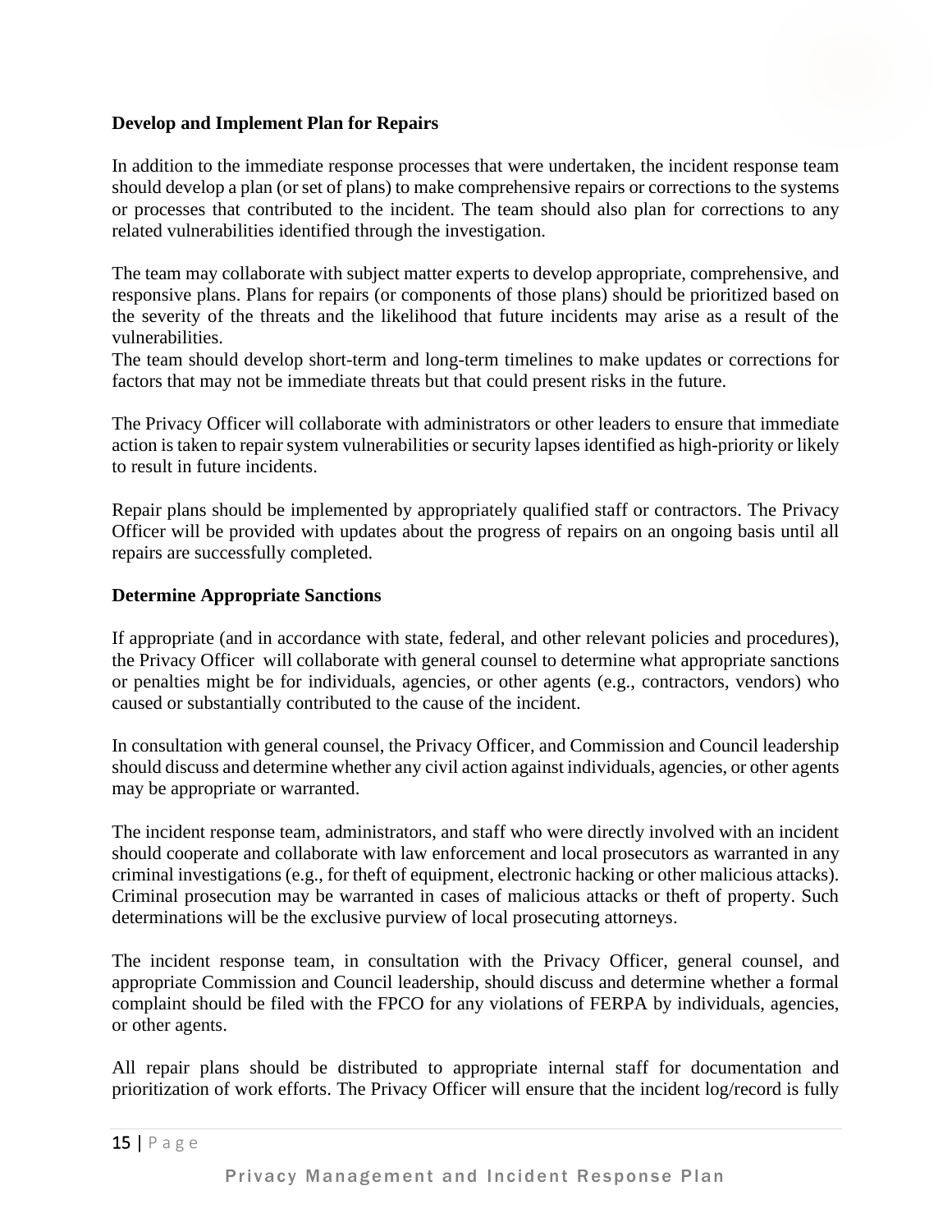**Develop and Implement Plan for Repairs**

In addition to the immediate response processes that were undertaken, the incident response team should develop a plan (or set of plans) to make comprehensive repairs or corrections to the systems or processes that contributed to the incident. The team should also plan for corrections to any related vulnerabilities identified through the investigation.

The team may collaborate with subject matter experts to develop appropriate, comprehensive, and responsive plans. Plans for repairs (or components of those plans) should be prioritized based on the severity of the threats and the likelihood that future incidents may arise as a result of the vulnerabilities.

The team should develop short-term and long-term timelines to make updates or corrections for factors that may not be immediate threats but that could present risks in the future.

The Privacy Officer will collaborate with administrators or other leaders to ensure that immediate action is taken to repair system vulnerabilities or security lapses identified as high-priority or likely to result in future incidents.

Repair plans should be implemented by appropriately qualified staff or contractors. The Privacy Officer will be provided with updates about the progress of repairs on an ongoing basis until all repairs are successfully completed.

**Determine Appropriate Sanctions**

If appropriate (and in accordance with state, federal, and other relevant policies and procedures), the Privacy Officer will collaborate with general counsel to determine what appropriate sanctions or penalties might be for individuals, agencies, or other agents (e.g., contractors, vendors) who caused or substantially contributed to the cause of the incident.

In consultation with general counsel, the Privacy Officer, and Commission and Council leadership should discuss and determine whether any civil action against individuals, agencies, or other agents may be appropriate or warranted.

The incident response team, administrators, and staff who were directly involved with an incident should cooperate and collaborate with law enforcement and local prosecutors as warranted in any criminal investigations (e.g., for theft of equipment, electronic hacking or other malicious attacks). Criminal prosecution may be warranted in cases of malicious attacks or theft of property. Such determinations will be the exclusive purview of local prosecuting attorneys.

The incident response team, in consultation with the Privacy Officer, general counsel, and appropriate Commission and Council leadership, should discuss and determine whether a formal complaint should be filed with the FPCO for any violations of FERPA by individuals, agencies, or other agents.

All repair plans should be distributed to appropriate internal staff for documentation and prioritization of work efforts. The Privacy Officer will ensure that the incident log/record is fully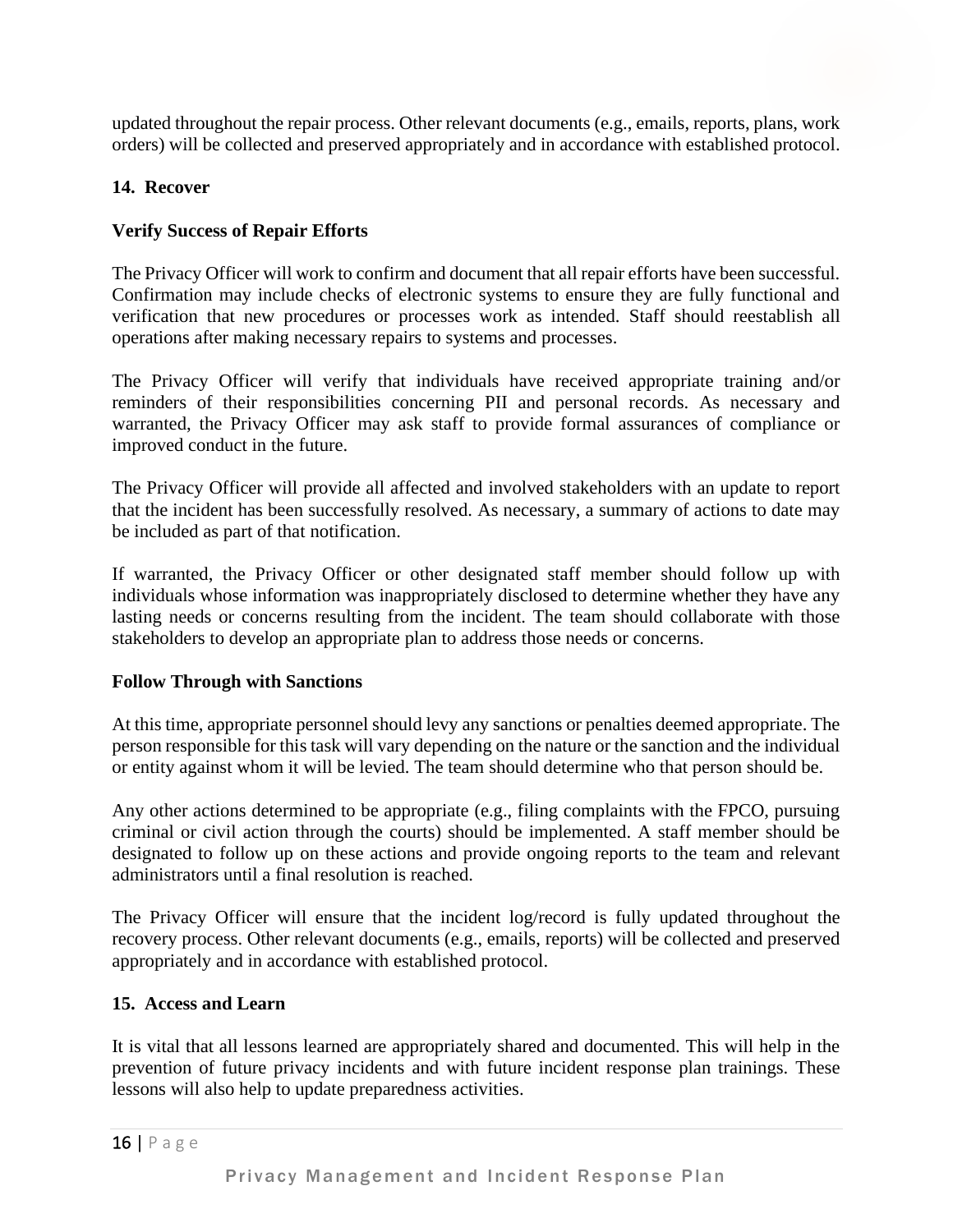updated throughout the repair process. Other relevant documents (e.g., emails, reports, plans, work orders) will be collected and preserved appropriately and in accordance with established protocol.

**14. Recover**

**Verify Success of Repair Efforts**

The Privacy Officer will work to confirm and document that all repair efforts have been successful. Confirmation may include checks of electronic systems to ensure they are fully functional and verification that new procedures or processes work as intended. Staff should reestablish all operations after making necessary repairs to systems and processes.

The Privacy Officer will verify that individuals have received appropriate training and/or reminders of their responsibilities concerning PII and personal records. As necessary and warranted, the Privacy Officer may ask staff to provide formal assurances of compliance or improved conduct in the future.

The Privacy Officer will provide all affected and involved stakeholders with an update to report that the incident has been successfully resolved. As necessary, a summary of actions to date may be included as part of that notification.

If warranted, the Privacy Officer or other designated staff member should follow up with individuals whose information was inappropriately disclosed to determine whether they have any lasting needs or concerns resulting from the incident. The team should collaborate with those stakeholders to develop an appropriate plan to address those needs or concerns.

**Follow Through with Sanctions**

At this time, appropriate personnel should levy any sanctions or penalties deemed appropriate. The person responsible for this task will vary depending on the nature or the sanction and the individual or entity against whom it will be levied. The team should determine who that person should be.

Any other actions determined to be appropriate (e.g., filing complaints with the FPCO, pursuing criminal or civil action through the courts) should be implemented. A staff member should be designated to follow up on these actions and provide ongoing reports to the team and relevant administrators until a final resolution is reached.

The Privacy Officer will ensure that the incident log/record is fully updated throughout the recovery process. Other relevant documents (e.g., emails, reports) will be collected and preserved appropriately and in accordance with established protocol.

**15. Access and Learn**

It is vital that all lessons learned are appropriately shared and documented. This will help in the prevention of future privacy incidents and with future incident response plan trainings. These lessons will also help to update preparedness activities.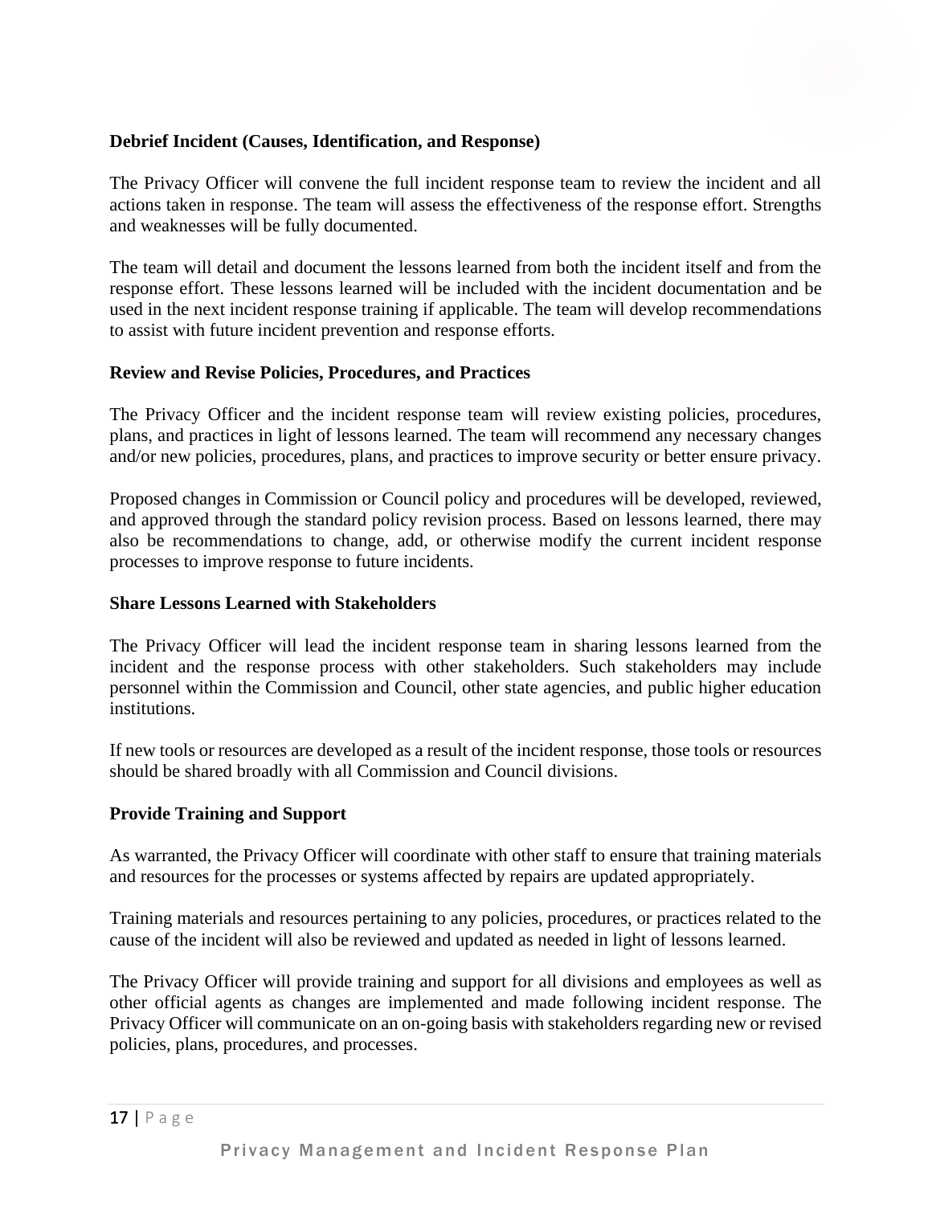**Debrief Incident (Causes, Identification, and Response)**

The Privacy Officer will convene the full incident response team to review the incident and all actions taken in response. The team will assess the effectiveness of the response effort. Strengths and weaknesses will be fully documented.

The team will detail and document the lessons learned from both the incident itself and from the response effort. These lessons learned will be included with the incident documentation and be used in the next incident response training if applicable. The team will develop recommendations to assist with future incident prevention and response efforts.

**Review and Revise Policies, Procedures, and Practices**

The Privacy Officer and the incident response team will review existing policies, procedures, plans, and practices in light of lessons learned. The team will recommend any necessary changes and/or new policies, procedures, plans, and practices to improve security or better ensure privacy.

Proposed changes in Commission or Council policy and procedures will be developed, reviewed, and approved through the standard policy revision process. Based on lessons learned, there may also be recommendations to change, add, or otherwise modify the current incident response processes to improve response to future incidents.

**Share Lessons Learned with Stakeholders**

The Privacy Officer will lead the incident response team in sharing lessons learned from the incident and the response process with other stakeholders. Such stakeholders may include personnel within the Commission and Council, other state agencies, and public higher education institutions.

If new tools or resources are developed as a result of the incident response, those tools or resources should be shared broadly with all Commission and Council divisions.

**Provide Training and Support**

As warranted, the Privacy Officer will coordinate with other staff to ensure that training materials and resources for the processes or systems affected by repairs are updated appropriately.

Training materials and resources pertaining to any policies, procedures, or practices related to the cause of the incident will also be reviewed and updated as needed in light of lessons learned.

The Privacy Officer will provide training and support for all divisions and employees as well as other official agents as changes are implemented and made following incident response. The Privacy Officer will communicate on an on-going basis with stakeholders regarding new or revised policies, plans, procedures, and processes.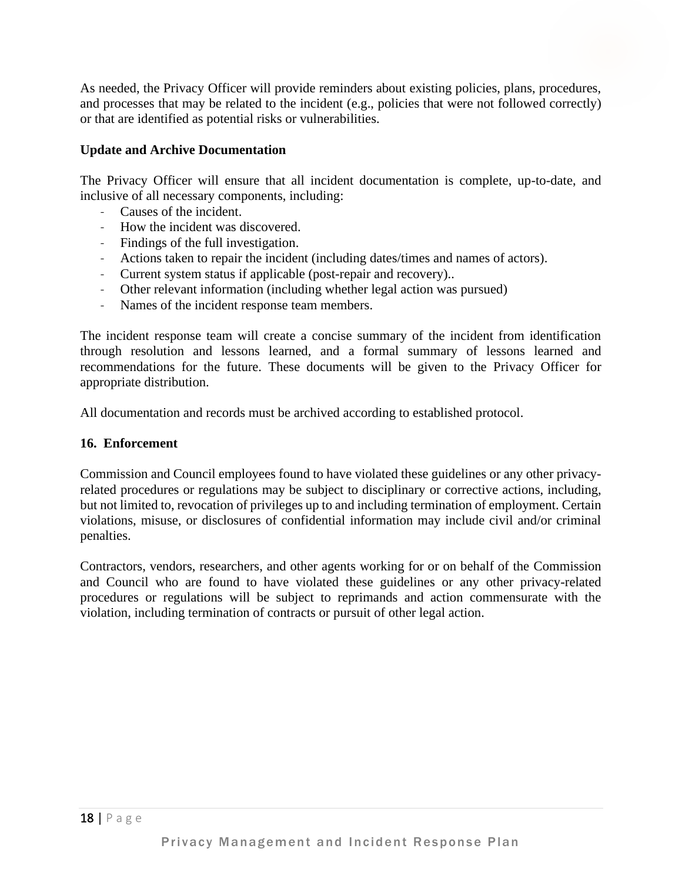As needed, the Privacy Officer will provide reminders about existing policies, plans, procedures, and processes that may be related to the incident (e.g., policies that were not followed correctly) or that are identified as potential risks or vulnerabilities.

**Update and Archive Documentation**

The Privacy Officer will ensure that all incident documentation is complete, up-to-date, and inclusive of all necessary components, including:

- Causes of the incident.
- How the incident was discovered.
- Findings of the full investigation.
- Actions taken to repair the incident (including dates/times and names of actors).
- Current system status if applicable (post-repair and recovery)..
- Other relevant information (including whether legal action was pursued)
- Names of the incident response team members.

The incident response team will create a concise summary of the incident from identification through resolution and lessons learned, and a formal summary of lessons learned and recommendations for the future. These documents will be given to the Privacy Officer for appropriate distribution.

All documentation and records must be archived according to established protocol.

## 16. Enforcement

Commission and Council employees found to have violated these guidelines or any other privacy-related procedures or regulations may be subject to disciplinary or corrective actions, including, but not limited to, revocation of privileges up to and including termination of employment. Certain violations, misuse, or disclosures of confidential information may include civil and/or criminal penalties.

Contractors, vendors, researchers, and other agents working for or on behalf of the Commission and Council who are found to have violated these guidelines or any other privacy-related procedures or regulations will be subject to reprimands and action commensurate with the violation, including termination of contracts or pursuit of other legal action.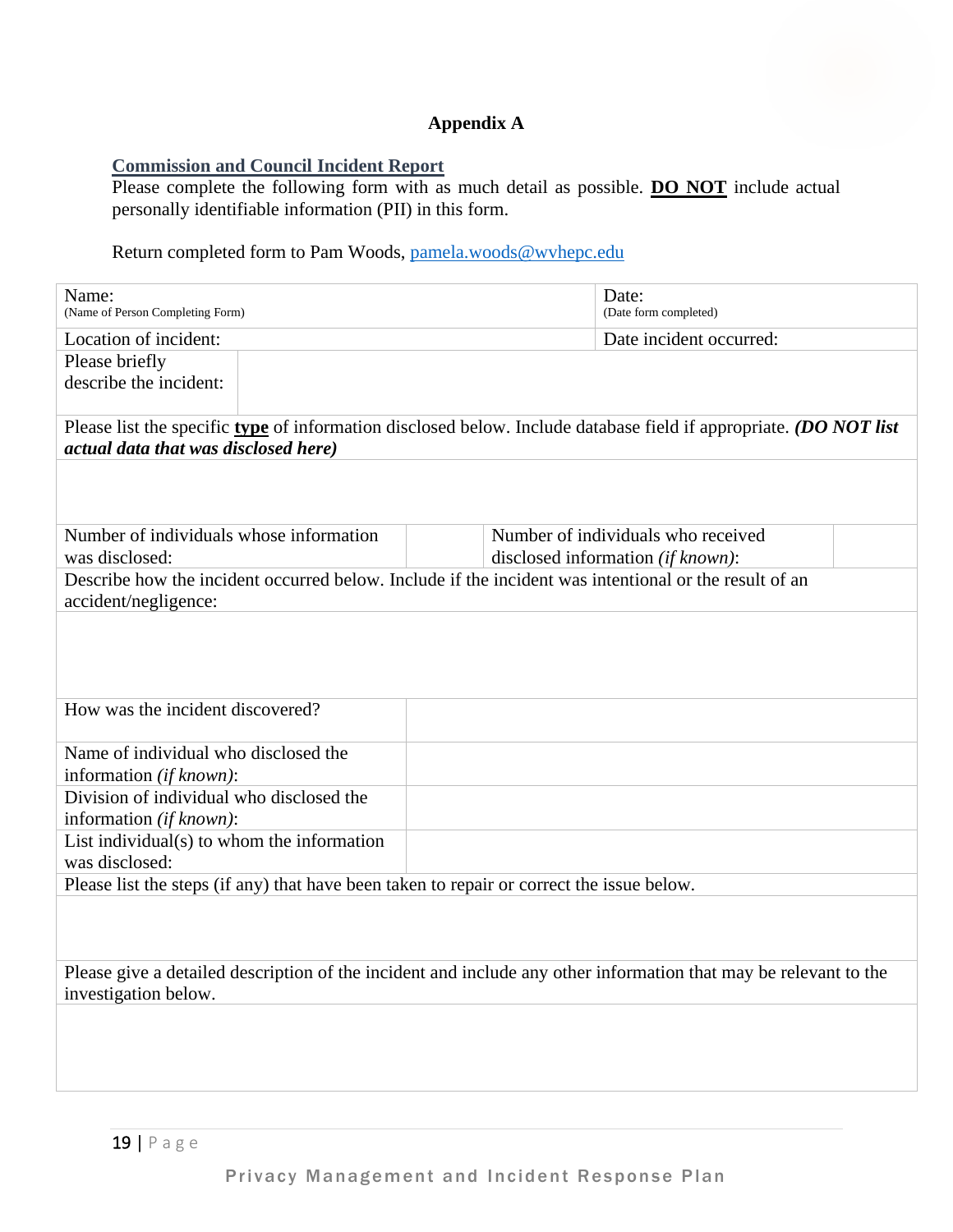# Appendix A

**Commission and Council Incident Report**

Please complete the following form with as much detail as possible. **DO NOT** include actual personally identifiable information (PII) in this form.

Return completed form to Pam Woods, pamela.woods@wvhepc.edu

| | | | |
|---|---|---|---|
| Name:<br>(Name of Person Completing Form) | | Date:<br>(Date form completed) | |
| Location of incident: | | Date incident occurred: | |
| Please briefly describe the incident: | | | |
| Please list the specific **type** of information disclosed below. Include database field if appropriate. ***(DO NOT list actual data that was disclosed here)*** | | | |
| | | | |
| Number of individuals whose information was disclosed: | | Number of individuals who received disclosed information *(if known)*: | |
| Describe how the incident occurred below. Include if the incident was intentional or the result of an accident/negligence: | | | |
| | | | |
| How was the incident discovered? | | | |
| Name of individual who disclosed the information *(if known)*: | | | |
| Division of individual who disclosed the information *(if known)*: | | | |
| List individual(s) to whom the information was disclosed: | | | |
| Please list the steps (if any) that have been taken to repair or correct the issue below. | | | |
| | | | |
| Please give a detailed description of the incident and include any other information that may be relevant to the investigation below. | | | |
| | | | |